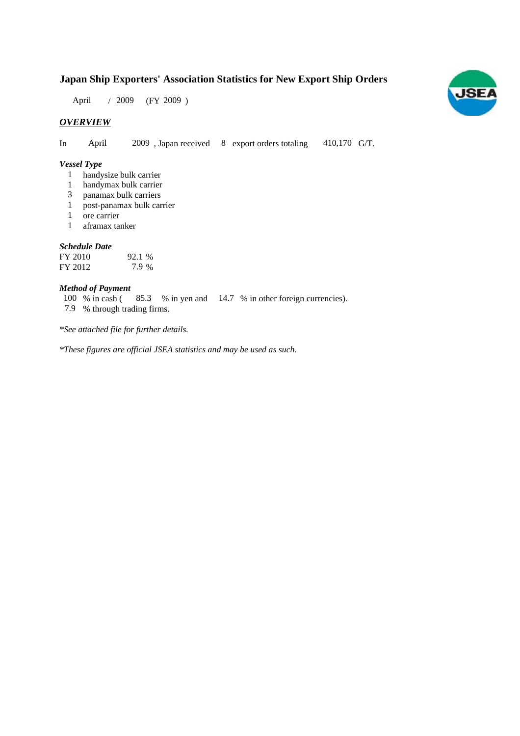# Japan Ship Exporters' Association Statistics for New Export Ship Orders

April / 2009 (FY 2009 )

## *OVERVIEW*

In April 2009 , Japan received 8 export orders totaling 410,170 G/T.

### *Vessel Type*

1 handysize bulk carrier
1 handymax bulk carrier
3 panamax bulk carriers
1 post-panamax bulk carrier
1 ore carrier
1 aframax tanker

### *Schedule Date*

| | |
|---|---|
| FY 2010 | 92.1 % |
| FY 2012 | 7.9 % |

### *Method of Payment*

100 % in cash ( 85.3 % in yen and 14.7 % in other foreign currencies).
7.9 % through trading firms.

*\*See attached file for further details.*

*\*These figures are official JSEA statistics and may be used as such.*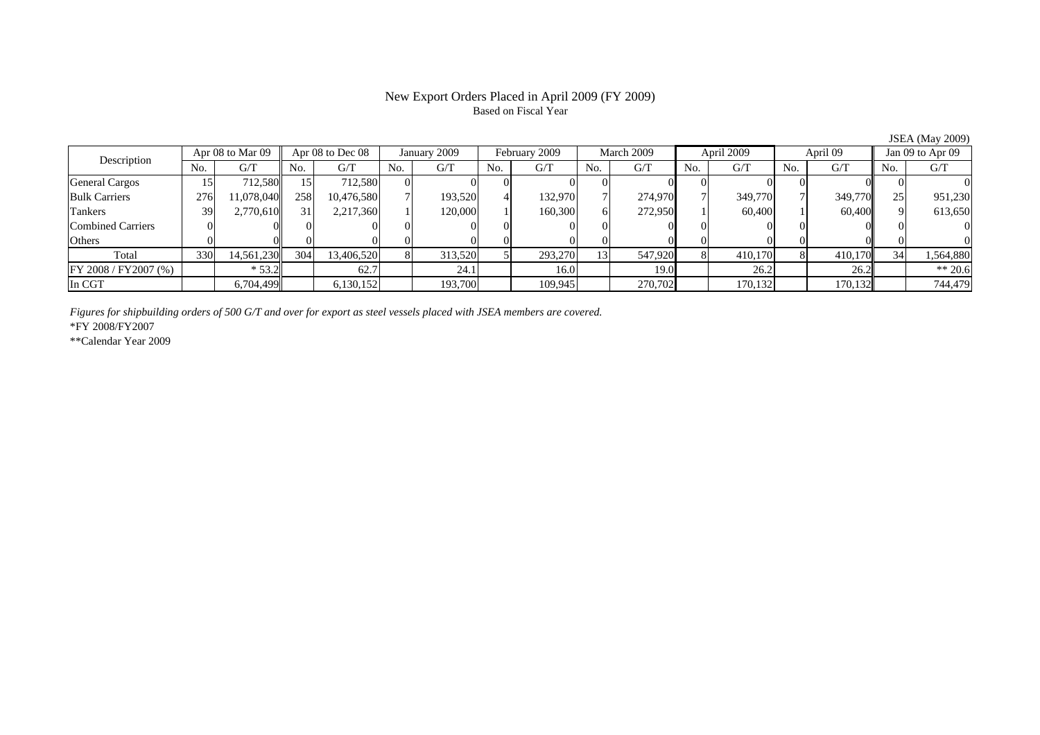# New Export Orders Placed in April 2009 (FY 2009)

Based on Fiscal Year

JSEA (May 2009)

| Description | Apr 08 to Mar 09 | | Apr 08 to Dec 08 | | January 2009 | | February 2009 | | March 2009 | | April 2009 | | April 09 | | Jan 09 to Apr 09 | |
|---|---|---|---|---|---|---|---|---|---|---|---|---|---|---|---|---|
| | No. | G/T | No. | G/T | No. | G/T | No. | G/T | No. | G/T | No. | G/T | No. | G/T | No. | G/T |
| General Cargos | 15 | 712,580 | 15 | 712,580 | 0 | 0 | 0 | 0 | 0 | 0 | 0 | 0 | 0 | 0 | 0 | 0 |
| Bulk Carriers | 276 | 11,078,040 | 258 | 10,476,580 | 7 | 193,520 | 4 | 132,970 | 7 | 274,970 | 7 | 349,770 | 7 | 349,770 | 25 | 951,230 |
| Tankers | 39 | 2,770,610 | 31 | 2,217,360 | 1 | 120,000 | 1 | 160,300 | 6 | 272,950 | 1 | 60,400 | 1 | 60,400 | 9 | 613,650 |
| Combined Carriers | 0 | 0 | 0 | 0 | 0 | 0 | 0 | 0 | 0 | 0 | 0 | 0 | 0 | 0 | 0 | 0 |
| Others | 0 | 0 | 0 | 0 | 0 | 0 | 0 | 0 | 0 | 0 | 0 | 0 | 0 | 0 | 0 | 0 |
| Total | 330 | 14,561,230 | 304 | 13,406,520 | 8 | 313,520 | 5 | 293,270 | 13 | 547,920 | 8 | 410,170 | 8 | 410,170 | 34 | 1,564,880 |
| FY 2008 / FY2007 (%) | | * 53.2 | | 62.7 | | 24.1 | | 16.0 | | 19.0 | | 26.2 | | 26.2 | | ** 20.6 |
| In CGT | | 6,704,499 | | 6,130,152 | | 193,700 | | 109,945 | | 270,702 | | 170,132 | | 170,132 | | 744,479 |

*Figures for shipbuilding orders of 500 G/T and over for export as steel vessels placed with JSEA members are covered.*

*FY 2008/FY2007

**Calendar Year 2009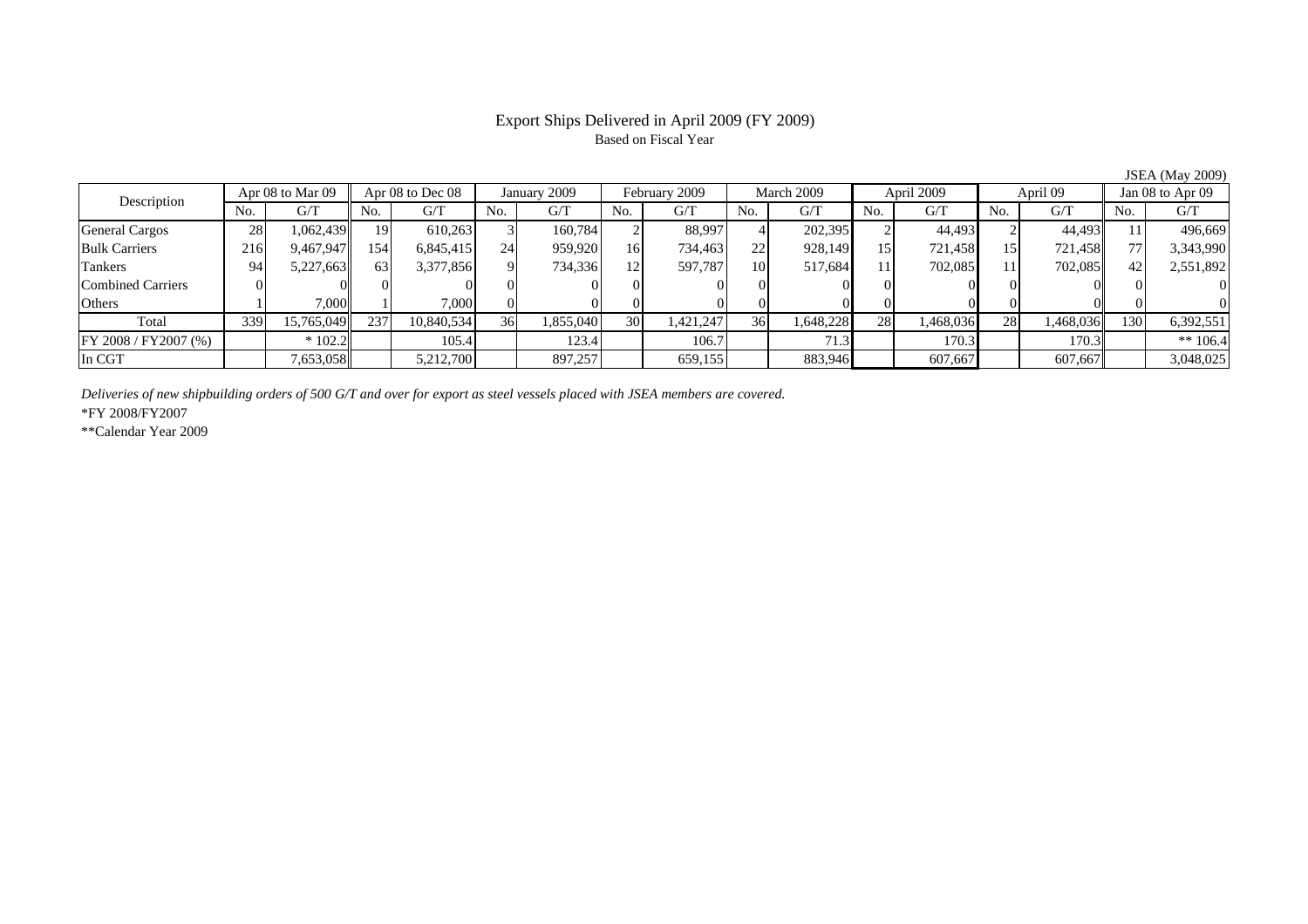# Export Ships Delivered in April 2009 (FY 2009)

Based on Fiscal Year

JSEA (May 2009)

| Description | Apr 08 to Mar 09 | | Apr 08 to Dec 08 | | January 2009 | | February 2009 | | March 2009 | | April 2009 | | April 09 | | Jan 08 to Apr 09 | |
|---|---|---|---|---|---|---|---|---|---|---|---|---|---|---|---|---|
| | No. | G/T | No. | G/T | No. | G/T | No. | G/T | No. | G/T | No. | G/T | No. | G/T | No. | G/T |
| General Cargos | 28 | 1,062,439 | 19 | 610,263 | 3 | 160,784 | 2 | 88,997 | 4 | 202,395 | 2 | 44,493 | 2 | 44,493 | 11 | 496,669 |
| Bulk Carriers | 216 | 9,467,947 | 154 | 6,845,415 | 24 | 959,920 | 16 | 734,463 | 22 | 928,149 | 15 | 721,458 | 15 | 721,458 | 77 | 3,343,990 |
| Tankers | 94 | 5,227,663 | 63 | 3,377,856 | 9 | 734,336 | 12 | 597,787 | 10 | 517,684 | 11 | 702,085 | 11 | 702,085 | 42 | 2,551,892 |
| Combined Carriers | 0 | 0 | 0 | 0 | 0 | 0 | 0 | 0 | 0 | 0 | 0 | 0 | 0 | 0 | 0 | 0 |
| Others | 1 | 7,000 | 1 | 7,000 | 0 | 0 | 0 | 0 | 0 | 0 | 0 | 0 | 0 | 0 | 0 | 0 |
| Total | 339 | 15,765,049 | 237 | 10,840,534 | 36 | 1,855,040 | 30 | 1,421,247 | 36 | 1,648,228 | 28 | 1,468,036 | 28 | 1,468,036 | 130 | 6,392,551 |
| FY 2008 / FY2007 (%) | | * 102.2 | | 105.4 | | 123.4 | | 106.7 | | 71.3 | | 170.3 | | 170.3 | | ** 106.4 |
| In CGT | | 7,653,058 | | 5,212,700 | | 897,257 | | 659,155 | | 883,946 | | 607,667 | | 607,667 | | 3,048,025 |

*Deliveries of new shipbuilding orders of 500 G/T and over for export as steel vessels placed with JSEA members are covered.*

*FY 2008/FY2007

**Calendar Year 2009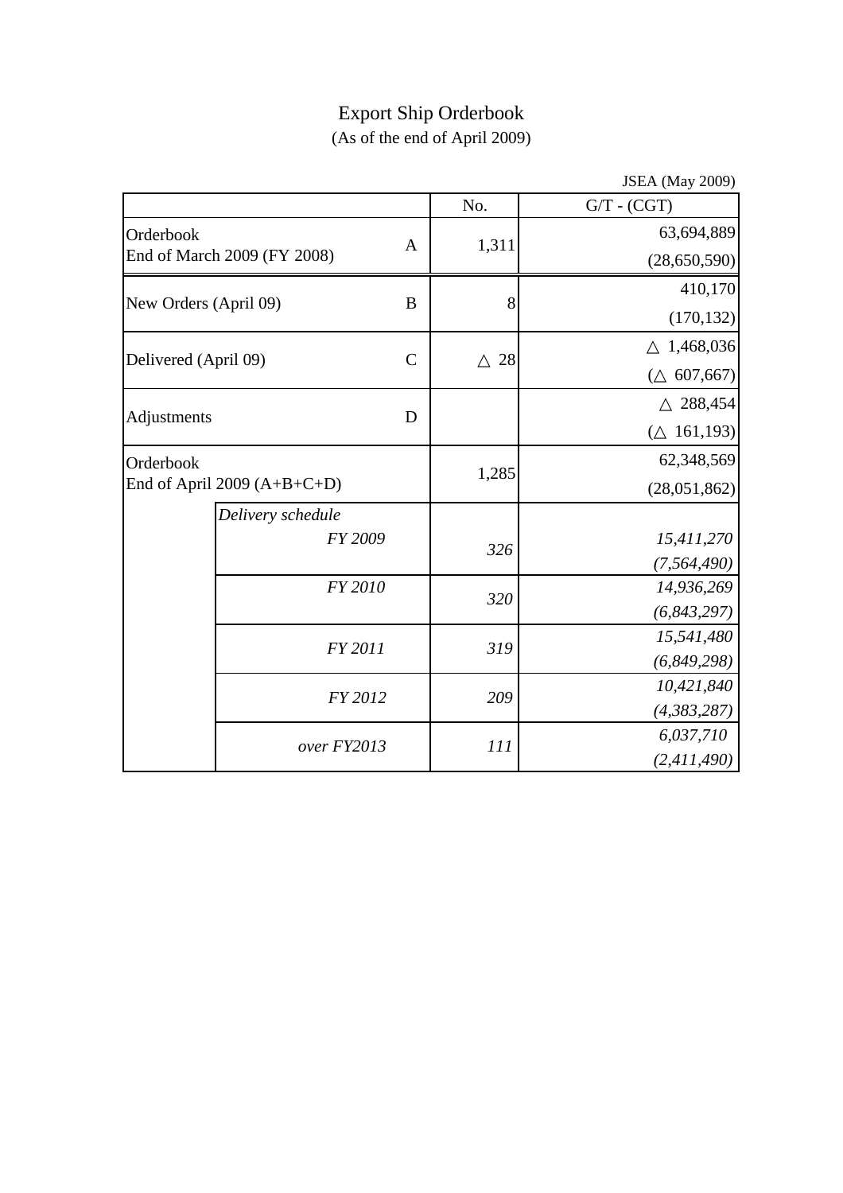# Export Ship Orderbook

(As of the end of April 2009)

JSEA (May 2009)

| | | | No. | G/T - (CGT) |
|---|---|---|---|---|
| Orderbook<br>End of March 2009 (FY 2008) | | A | 1,311 | 63,694,889<br>(28,650,590) |
| New Orders (April 09) | | B | 8 | 410,170<br>(170,132) |
| Delivered (April 09) | | C | △ 28 | △ 1,468,036<br>(△ 607,667) |
| Adjustments | | D | | △ 288,454<br>(△ 161,193) |
| Orderbook<br>End of April 2009 (A+B+C+D) | | | 1,285 | 62,348,569<br>(28,051,862) |
| | *Delivery schedule*<br>*FY 2009* | | *326* | *15,411,270*<br>*(7,564,490)* |
| | *FY 2010* | | *320* | *14,936,269*<br>*(6,843,297)* |
| | *FY 2011* | | *319* | *15,541,480*<br>*(6,849,298)* |
| | *FY 2012* | | *209* | *10,421,840*<br>*(4,383,287)* |
| | *over FY2013* | | *111* | *6,037,710*<br>*(2,411,490)* |